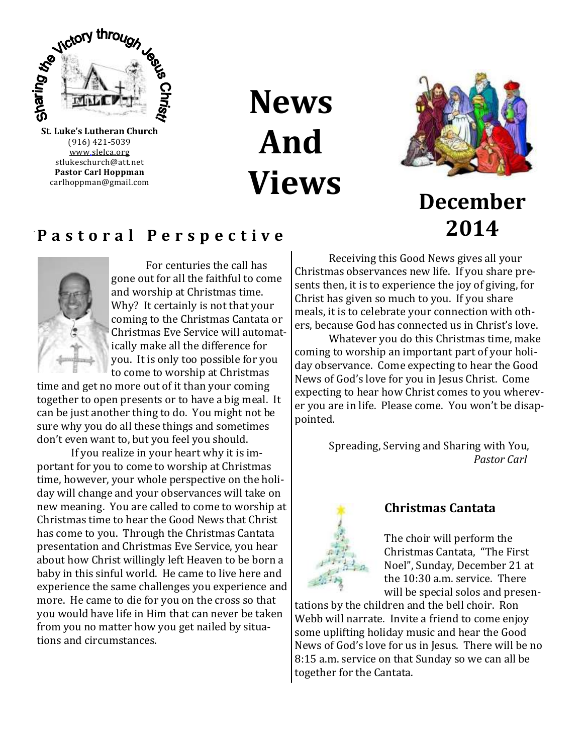Sharing the Victory through Jesus Christ!

**St. Luke's Lutheran Church**
(916) 421-5039
www.slelca.org
stlukeschurch@att.net
**Pastor Carl Hoppman**
carlhoppman@gmail.com

# News And Views

## December 2014

## Pastoral Perspective

For centuries the call has gone out for all the faithful to come and worship at Christmas time. Why? It certainly is not that your coming to the Christmas Cantata or Christmas Eve Service will automatically make all the difference for you. It is only too possible for you to come to worship at Christmas time and get no more out of it than your coming together to open presents or to have a big meal. It can be just another thing to do. You might not be sure why you do all these things and sometimes don't even want to, but you feel you should.

If you realize in your heart why it is important for you to come to worship at Christmas time, however, your whole perspective on the holiday will change and your observances will take on new meaning. You are called to come to worship at Christmas time to hear the Good News that Christ has come to you. Through the Christmas Cantata presentation and Christmas Eve Service, you hear about how Christ willingly left Heaven to be born a baby in this sinful world. He came to live here and experience the same challenges you experience and more. He came to die for you on the cross so that you would have life in Him that can never be taken from you no matter how you get nailed by situations and circumstances.

Receiving this Good News gives all your Christmas observances new life. If you share presents then, it is to experience the joy of giving, for Christ has given so much to you. If you share meals, it is to celebrate your connection with others, because God has connected us in Christ's love.

Whatever you do this Christmas time, make coming to worship an important part of your holiday observance. Come expecting to hear the Good News of God's love for you in Jesus Christ. Come expecting to hear how Christ comes to you wherever you are in life. Please come. You won't be disappointed.

Spreading, Serving and Sharing with You,
*Pastor Carl*

### Christmas Cantata

The choir will perform the Christmas Cantata, "The First Noel", Sunday, December 21 at the 10:30 a.m. service. There will be special solos and presentations by the children and the bell choir. Ron Webb will narrate. Invite a friend to come enjoy some uplifting holiday music and hear the Good News of God's love for us in Jesus. There will be no 8:15 a.m. service on that Sunday so we can all be together for the Cantata.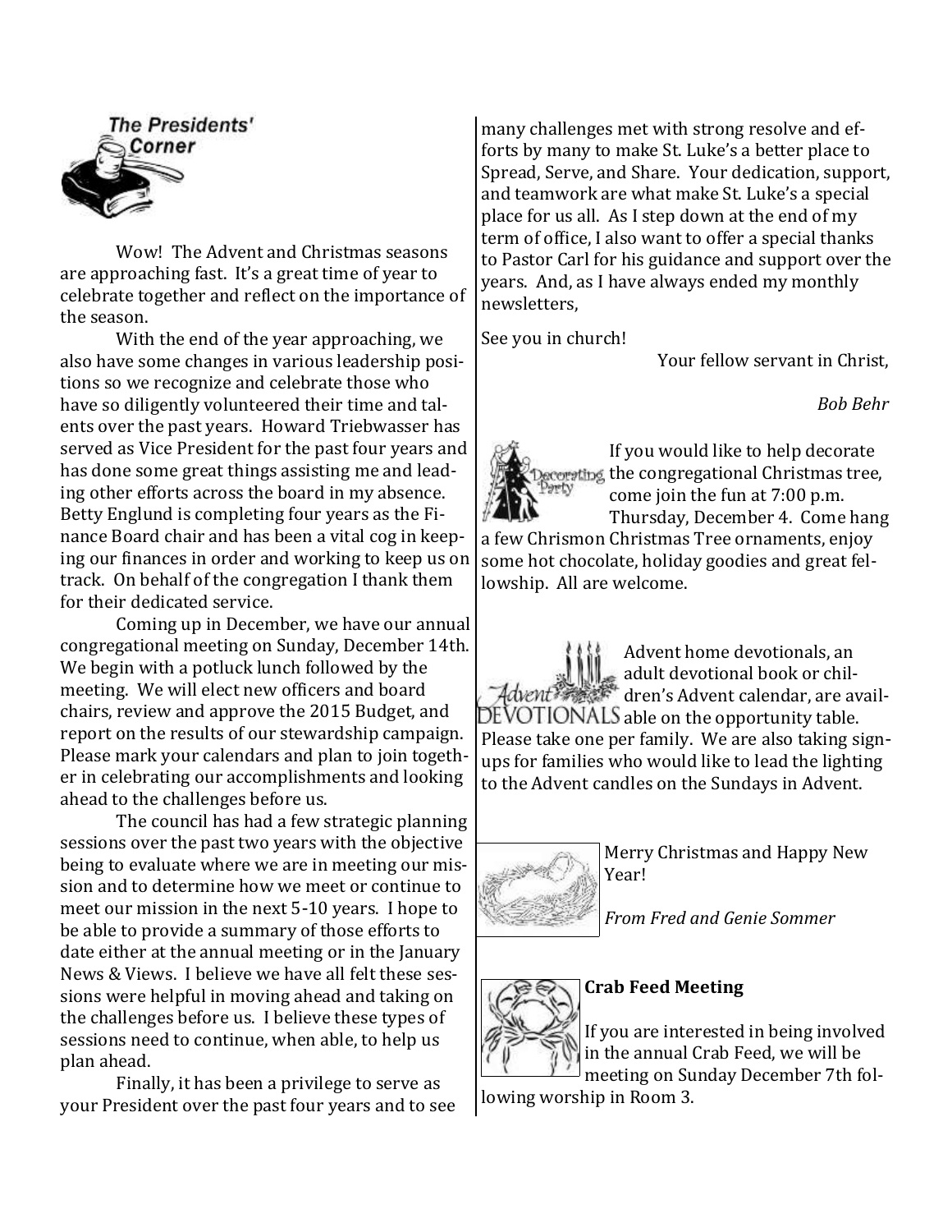## The Presidents' Corner

Wow! The Advent and Christmas seasons are approaching fast. It's a great time of year to celebrate together and reflect on the importance of the season.

With the end of the year approaching, we also have some changes in various leadership positions so we recognize and celebrate those who have so diligently volunteered their time and talents over the past years. Howard Triebwasser has served as Vice President for the past four years and has done some great things assisting me and leading other efforts across the board in my absence. Betty Englund is completing four years as the Finance Board chair and has been a vital cog in keeping our finances in order and working to keep us on track. On behalf of the congregation I thank them for their dedicated service.

Coming up in December, we have our annual congregational meeting on Sunday, December 14th. We begin with a potluck lunch followed by the meeting. We will elect new officers and board chairs, review and approve the 2015 Budget, and report on the results of our stewardship campaign. Please mark your calendars and plan to join together in celebrating our accomplishments and looking ahead to the challenges before us.

The council has had a few strategic planning sessions over the past two years with the objective being to evaluate where we are in meeting our mission and to determine how we meet or continue to meet our mission in the next 5-10 years. I hope to be able to provide a summary of those efforts to date either at the annual meeting or in the January News & Views. I believe we have all felt these sessions were helpful in moving ahead and taking on the challenges before us. I believe these types of sessions need to continue, when able, to help us plan ahead.

Finally, it has been a privilege to serve as your President over the past four years and to see many challenges met with strong resolve and efforts by many to make St. Luke's a better place to Spread, Serve, and Share. Your dedication, support, and teamwork are what make St. Luke's a special place for us all. As I step down at the end of my term of office, I also want to offer a special thanks to Pastor Carl for his guidance and support over the years. And, as I have always ended my monthly newsletters,

See you in church!

Your fellow servant in Christ,

*Bob Behr*

If you would like to help decorate the congregational Christmas tree, come join the fun at 7:00 p.m. Thursday, December 4. Come hang a few Chrismon Christmas Tree ornaments, enjoy some hot chocolate, holiday goodies and great fellowship. All are welcome.

Advent home devotionals, an adult devotional book or children's Advent calendar, are available on the opportunity table. Please take one per family. We are also taking sign-ups for families who would like to lead the lighting to the Advent candles on the Sundays in Advent.

Merry Christmas and Happy New Year!

*From Fred and Genie Sommer*

**Crab Feed Meeting**

If you are interested in being involved in the annual Crab Feed, we will be meeting on Sunday December 7th following worship in Room 3.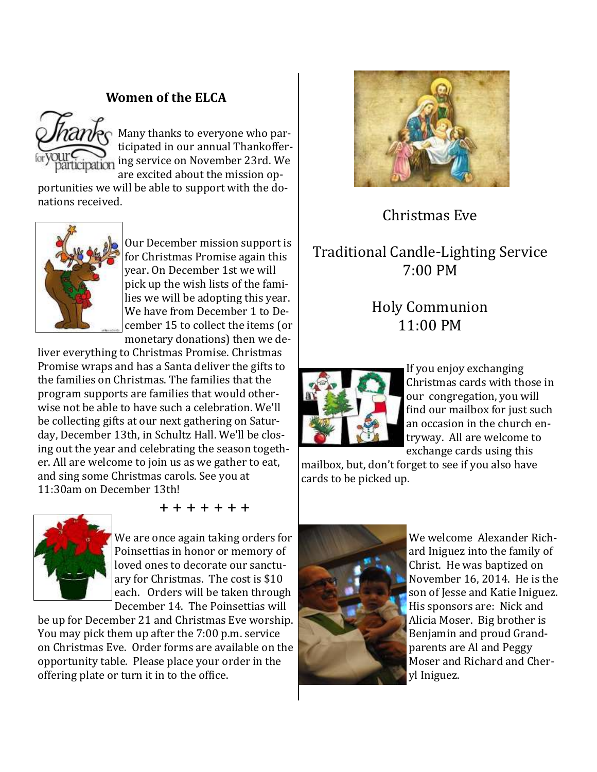## Women of the ELCA

Many thanks to everyone who participated in our annual Thankoffering service on November 23rd. We are excited about the mission opportunities we will be able to support with the donations received.

Our December mission support is for Christmas Promise again this year. On December 1st we will pick up the wish lists of the families we will be adopting this year. We have from December 1 to December 15 to collect the items (or monetary donations) then we deliver everything to Christmas Promise. Christmas Promise wraps and has a Santa deliver the gifts to the families on Christmas. The families that the program supports are families that would otherwise not be able to have such a celebration. We'll be collecting gifts at our next gathering on Saturday, December 13th, in Schultz Hall. We'll be closing out the year and celebrating the season together. All are welcome to join us as we gather to eat, and sing some Christmas carols. See you at 11:30am on December 13th!

+ + + + + + +

We are once again taking orders for Poinsettias in honor or memory of loved ones to decorate our sanctuary for Christmas. The cost is $10 each. Orders will be taken through December 14. The Poinsettias will be up for December 21 and Christmas Eve worship. You may pick them up after the 7:00 p.m. service on Christmas Eve. Order forms are available on the opportunity table. Please place your order in the offering plate or turn it in to the office.

## Christmas Eve

### Traditional Candle-Lighting Service
### 7:00 PM

### Holy Communion
### 11:00 PM

If you enjoy exchanging Christmas cards with those in our congregation, you will find our mailbox for just such an occasion in the church entryway. All are welcome to exchange cards using this mailbox, but, don't forget to see if you also have cards to be picked up.

We welcome Alexander Richard Iniguez into the family of Christ. He was baptized on November 16, 2014. He is the son of Jesse and Katie Iniguez. His sponsors are: Nick and Alicia Moser. Big brother is Benjamin and proud Grandparents are Al and Peggy Moser and Richard and Cheryl Iniguez.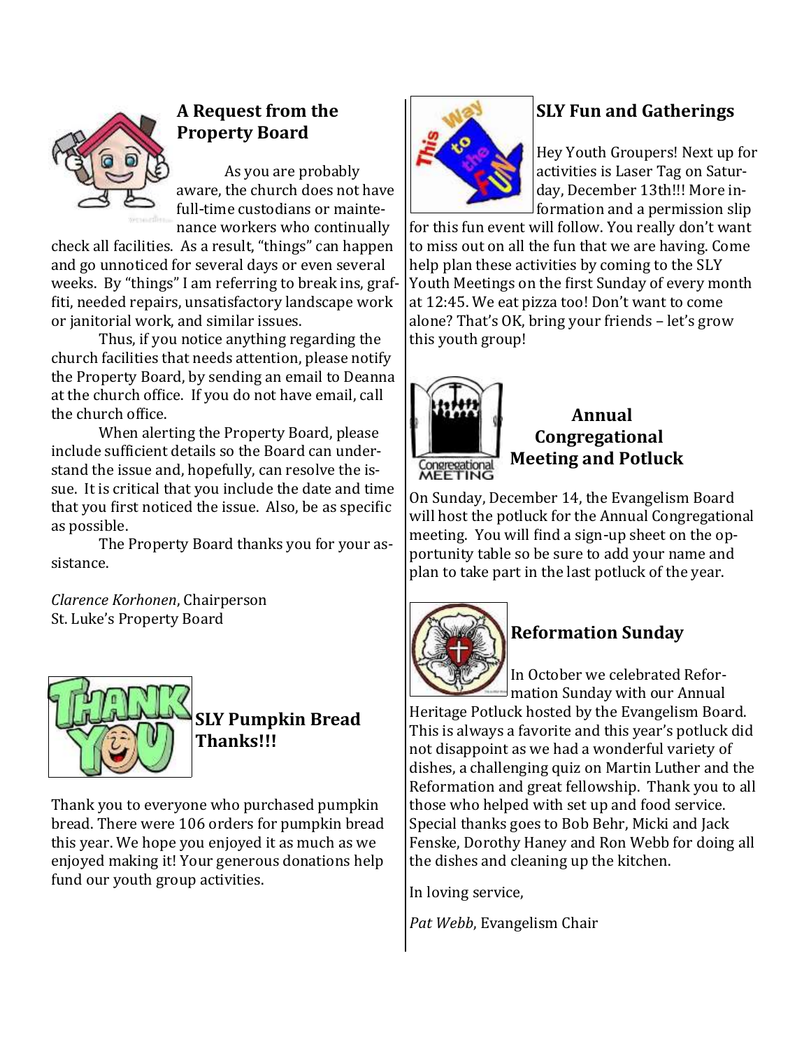## A Request from the Property Board

As you are probably aware, the church does not have full-time custodians or maintenance workers who continually check all facilities. As a result, "things" can happen and go unnoticed for several days or even several weeks. By "things" I am referring to break ins, graffiti, needed repairs, unsatisfactory landscape work or janitorial work, and similar issues.

Thus, if you notice anything regarding the church facilities that needs attention, please notify the Property Board, by sending an email to Deanna at the church office. If you do not have email, call the church office.

When alerting the Property Board, please include sufficient details so the Board can understand the issue and, hopefully, can resolve the issue. It is critical that you include the date and time that you first noticed the issue. Also, be as specific as possible.

The Property Board thanks you for your assistance.

*Clarence Korhonen*, Chairperson
St. Luke's Property Board

## SLY Pumpkin Bread Thanks!!!

Thank you to everyone who purchased pumpkin bread. There were 106 orders for pumpkin bread this year. We hope you enjoyed it as much as we enjoyed making it! Your generous donations help fund our youth group activities.

## SLY Fun and Gatherings

Hey Youth Groupers! Next up for activities is Laser Tag on Saturday, December 13th!!! More information and a permission slip for this fun event will follow. You really don't want to miss out on all the fun that we are having. Come help plan these activities by coming to the SLY Youth Meetings on the first Sunday of every month at 12:45. We eat pizza too! Don't want to come alone? That's OK, bring your friends – let's grow this youth group!

## Annual Congregational Meeting and Potluck

On Sunday, December 14, the Evangelism Board will host the potluck for the Annual Congregational meeting. You will find a sign-up sheet on the opportunity table so be sure to add your name and plan to take part in the last potluck of the year.

## Reformation Sunday

In October we celebrated Reformation Sunday with our Annual Heritage Potluck hosted by the Evangelism Board. This is always a favorite and this year's potluck did not disappoint as we had a wonderful variety of dishes, a challenging quiz on Martin Luther and the Reformation and great fellowship. Thank you to all those who helped with set up and food service. Special thanks goes to Bob Behr, Micki and Jack Fenske, Dorothy Haney and Ron Webb for doing all the dishes and cleaning up the kitchen.

In loving service,

*Pat Webb*, Evangelism Chair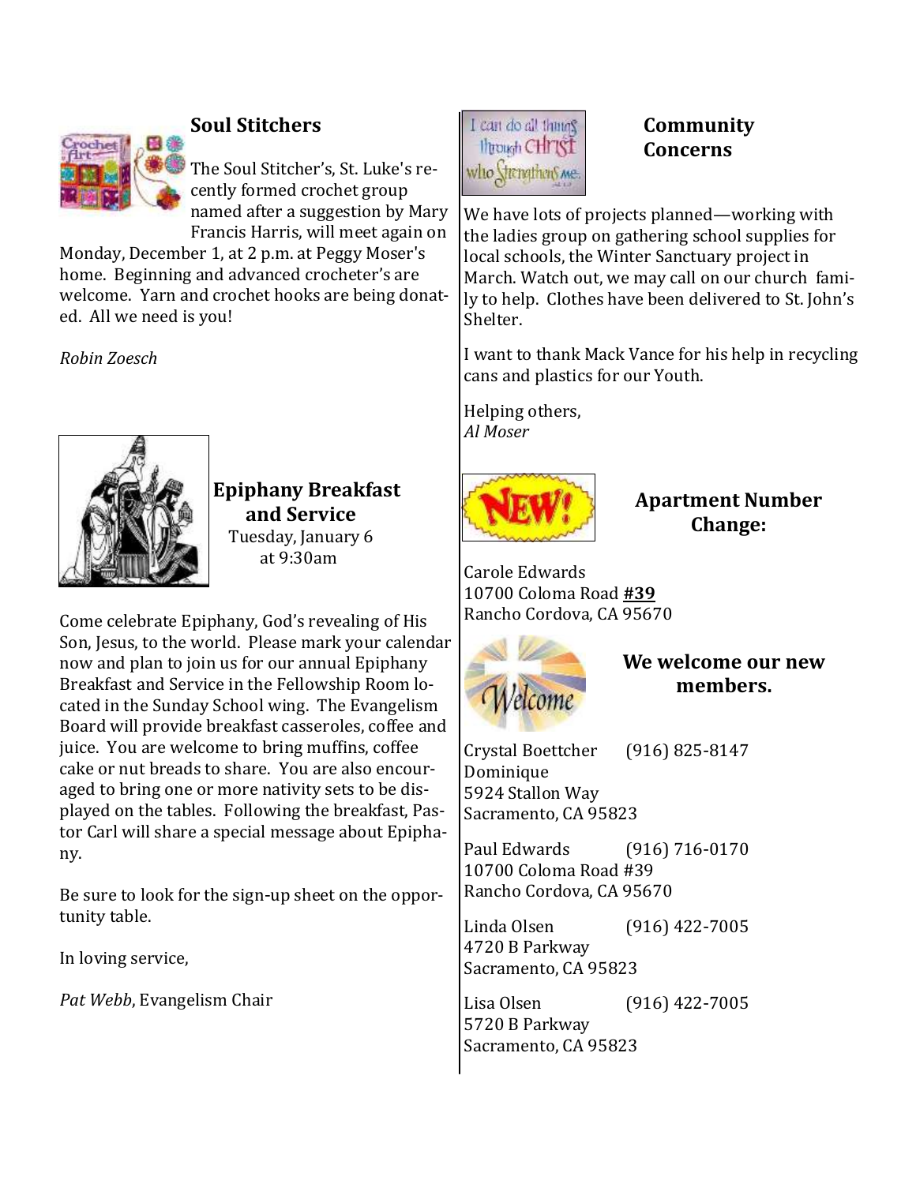## Soul Stitchers

The Soul Stitcher's, St. Luke's recently formed crochet group named after a suggestion by Mary Francis Harris, will meet again on Monday, December 1, at 2 p.m. at Peggy Moser's home. Beginning and advanced crocheter's are welcome. Yarn and crochet hooks are being donated. All we need is you!

*Robin Zoesch*

## Epiphany Breakfast and Service

Tuesday, January 6
at 9:30am

Come celebrate Epiphany, God's revealing of His Son, Jesus, to the world. Please mark your calendar now and plan to join us for our annual Epiphany Breakfast and Service in the Fellowship Room located in the Sunday School wing. The Evangelism Board will provide breakfast casseroles, coffee and juice. You are welcome to bring muffins, coffee cake or nut breads to share. You are also encouraged to bring one or more nativity sets to be displayed on the tables. Following the breakfast, Pastor Carl will share a special message about Epiphany.

Be sure to look for the sign-up sheet on the opportunity table.

In loving service,

*Pat Webb*, Evangelism Chair

## Community Concerns

We have lots of projects planned—working with the ladies group on gathering school supplies for local schools, the Winter Sanctuary project in March. Watch out, we may call on our church family to help. Clothes have been delivered to St. John's Shelter.

I want to thank Mack Vance for his help in recycling cans and plastics for our Youth.

Helping others,
*Al Moser*

## Apartment Number Change:

Carole Edwards
10700 Coloma Road **#39**
Rancho Cordova, CA 95670

## We welcome our new members.

Crystal Boettcher (916) 825-8147
Dominique
5924 Stallon Way
Sacramento, CA 95823

Paul Edwards (916) 716-0170
10700 Coloma Road #39
Rancho Cordova, CA 95670

Linda Olsen (916) 422-7005
4720 B Parkway
Sacramento, CA 95823

Lisa Olsen (916) 422-7005
5720 B Parkway
Sacramento, CA 95823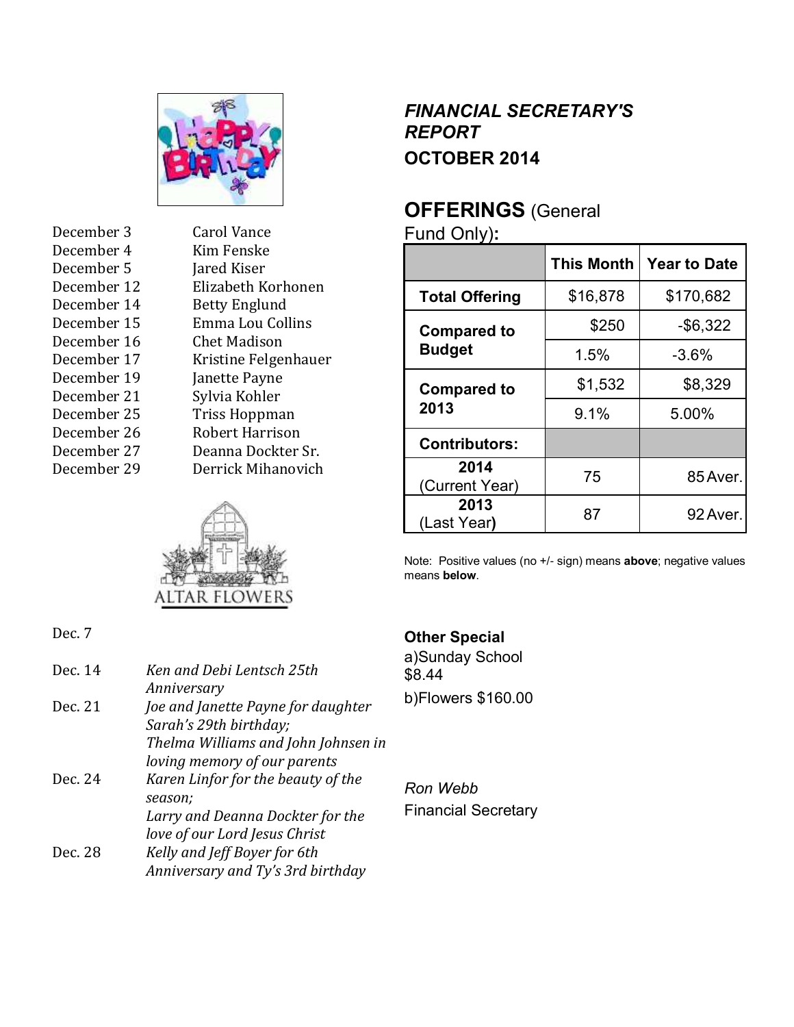## Happy Birthday

| | |
|---|---|
| December 3 | Carol Vance |
| December 4 | Kim Fenske |
| December 5 | Jared Kiser |
| December 12 | Elizabeth Korhonen |
| December 14 | Betty Englund |
| December 15 | Emma Lou Collins |
| December 16 | Chet Madison |
| December 17 | Kristine Felgenhauer |
| December 19 | Janette Payne |
| December 21 | Sylvia Kohler |
| December 25 | Triss Hoppman |
| December 26 | Robert Harrison |
| December 27 | Deanna Dockter Sr. |
| December 29 | Derrick Mihanovich |

## ALTAR FLOWERS

| | |
|---|---|
| Dec. 7 | |
| Dec. 14 | *Ken and Debi Lentsch 25th Anniversary* |
| Dec. 21 | *Joe and Janette Payne for daughter Sarah's 29th birthday;* *Thelma Williams and John Johnsen in loving memory of our parents* |
| Dec. 24 | *Karen Linfor for the beauty of the season;* *Larry and Deanna Dockter for the love of our Lord Jesus Christ* |
| Dec. 28 | *Kelly and Jeff Boyer for 6th Anniversary and Ty's 3rd birthday* |

## *FINANCIAL SECRETARY'S REPORT*

### OCTOBER 2014

### **OFFERINGS** (General Fund Only)**:**

| | | This Month | Year to Date |
|---|---|---|---|
| **Total Offering** | | $16,878 | $170,682 |
| **Compared to Budget** | | $250 | -$6,322 |
| | | 1.5% | -3.6% |
| **Compared to 2013** | | $1,532 | $8,329 |
| | | 9.1% | 5.00% |
| **Contributors:** | | | |
| **2014** (Current Year) | | 75 | 85 Aver. |
| **2013** (Last Year**)** | | 87 | 92 Aver. |

Note: Positive values (no +/- sign) means **above**; negative values means **below**.

**Other Special**

a)Sunday School $8.44

b)Flowers $160.00

*Ron Webb*
Financial Secretary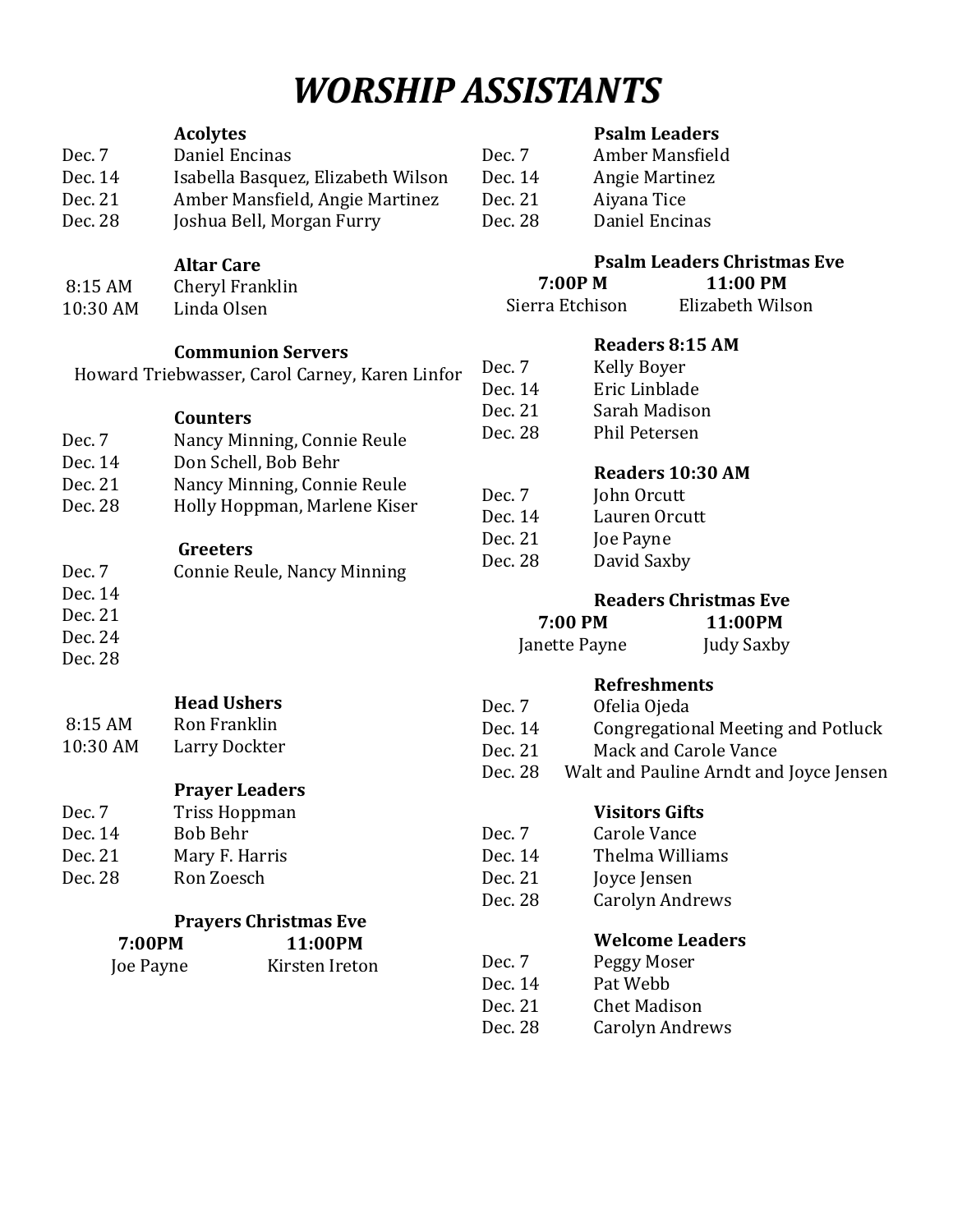# *WORSHIP ASSISTANTS*

### Acolytes

| | |
|---|---|
| Dec. 7 | Daniel Encinas |
| Dec. 14 | Isabella Basquez, Elizabeth Wilson |
| Dec. 21 | Amber Mansfield, Angie Martinez |
| Dec. 28 | Joshua Bell, Morgan Furry |

### Altar Care

| | |
|---|---|
| 8:15 AM | Cheryl Franklin |
| 10:30 AM | Linda Olsen |

### Communion Servers

Howard Triebwasser, Carol Carney, Karen Linfor

### Counters

| | |
|---|---|
| Dec. 7 | Nancy Minning, Connie Reule |
| Dec. 14 | Don Schell, Bob Behr |
| Dec. 21 | Nancy Minning, Connie Reule |
| Dec. 28 | Holly Hoppman, Marlene Kiser |

### Greeters

| | |
|---|---|
| Dec. 7 | Connie Reule, Nancy Minning |
| Dec. 14 | |
| Dec. 21 | |
| Dec. 24 | |
| Dec. 28 | |

### Head Ushers

| | |
|---|---|
| 8:15 AM | Ron Franklin |
| 10:30 AM | Larry Dockter |

### Prayer Leaders

| | |
|---|---|
| Dec. 7 | Triss Hoppman |
| Dec. 14 | Bob Behr |
| Dec. 21 | Mary F. Harris |
| Dec. 28 | Ron Zoesch |

### Prayers Christmas Eve

| 7:00PM | 11:00PM |
|---|---|
| Joe Payne | Kirsten Ireton |

### Psalm Leaders

| | |
|---|---|
| Dec. 7 | Amber Mansfield |
| Dec. 14 | Angie Martinez |
| Dec. 21 | Aiyana Tice |
| Dec. 28 | Daniel Encinas |

### Psalm Leaders Christmas Eve

| 7:00P M | 11:00 PM |
|---|---|
| Sierra Etchison | Elizabeth Wilson |

### Readers 8:15 AM

| | |
|---|---|
| Dec. 7 | Kelly Boyer |
| Dec. 14 | Eric Linblade |
| Dec. 21 | Sarah Madison |
| Dec. 28 | Phil Petersen |

### Readers 10:30 AM

| | |
|---|---|
| Dec. 7 | John Orcutt |
| Dec. 14 | Lauren Orcutt |
| Dec. 21 | Joe Payne |
| Dec. 28 | David Saxby |

### Readers Christmas Eve

| 7:00 PM | 11:00PM |
|---|---|
| Janette Payne | Judy Saxby |

### Refreshments

| | |
|---|---|
| Dec. 7 | Ofelia Ojeda |
| Dec. 14 | Congregational Meeting and Potluck |
| Dec. 21 | Mack and Carole Vance |
| Dec. 28 | Walt and Pauline Arndt and Joyce Jensen |

### Visitors Gifts

| | |
|---|---|
| Dec. 7 | Carole Vance |
| Dec. 14 | Thelma Williams |
| Dec. 21 | Joyce Jensen |
| Dec. 28 | Carolyn Andrews |

### Welcome Leaders

| | |
|---|---|
| Dec. 7 | Peggy Moser |
| Dec. 14 | Pat Webb |
| Dec. 21 | Chet Madison |
| Dec. 28 | Carolyn Andrews |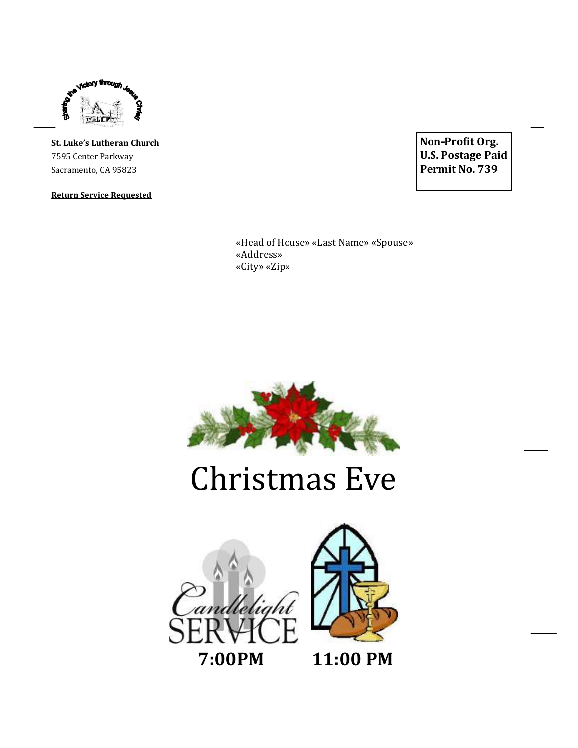**St. Luke's Lutheran Church**
7595 Center Parkway
Sacramento, CA 95823

**Return Service Requested**

**Non-Profit Org.**
**U.S. Postage Paid**
**Permit No. 739**

«Head of House» «Last Name» «Spouse»
«Address»
«City» «Zip»

# Christmas Eve

**7:00PM** **11:00 PM**